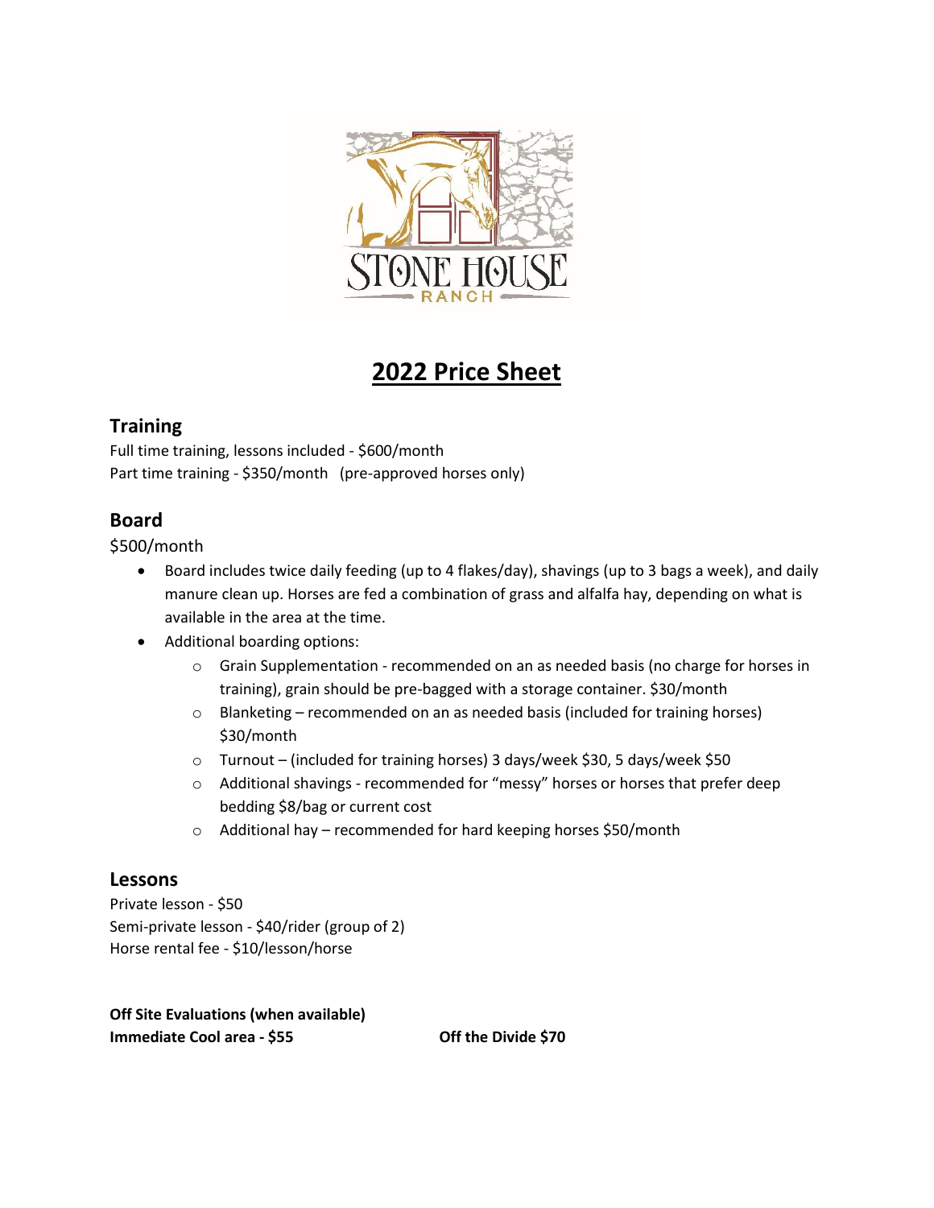# 2022 Price Sheet

## Training

Full time training, lessons included - $600/month
Part time training - $350/month (pre-approved horses only)

## Board

$500/month

- Board includes twice daily feeding (up to 4 flakes/day), shavings (up to 3 bags a week), and daily manure clean up. Horses are fed a combination of grass and alfalfa hay, depending on what is available in the area at the time.
- Additional boarding options:
  - Grain Supplementation - recommended on an as needed basis (no charge for horses in training), grain should be pre-bagged with a storage container. $30/month
  - Blanketing – recommended on an as needed basis (included for training horses) $30/month
  - Turnout – (included for training horses) 3 days/week $30, 5 days/week $50
  - Additional shavings - recommended for "messy" horses or horses that prefer deep bedding $8/bag or current cost
  - Additional hay – recommended for hard keeping horses $50/month

## Lessons

Private lesson - $50
Semi-private lesson - $40/rider (group of 2)
Horse rental fee - $10/lesson/horse

**Off Site Evaluations (when available)**
**Immediate Cool area - $55** **Off the Divide $70**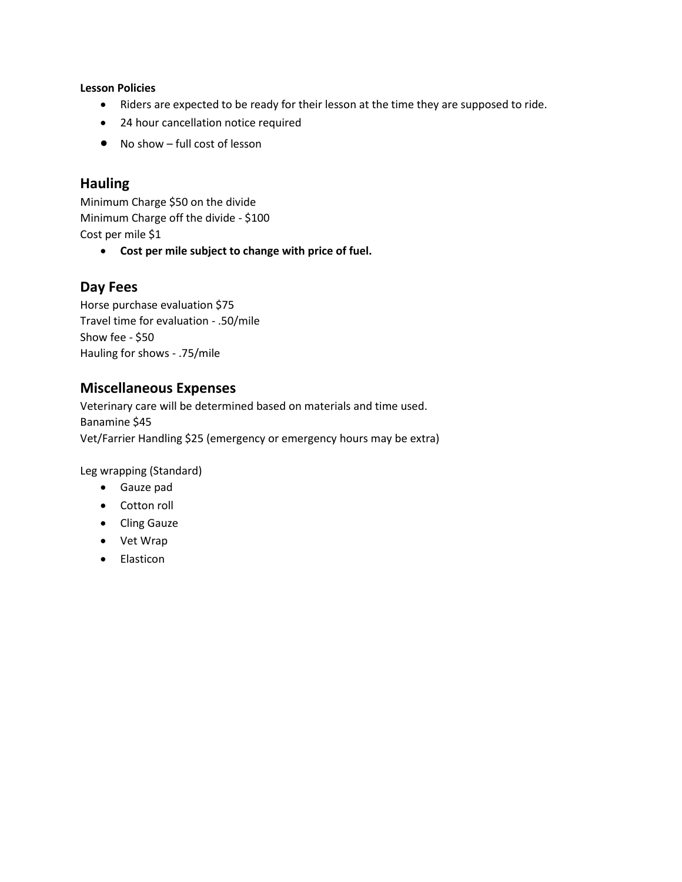**Lesson Policies**

- Riders are expected to be ready for their lesson at the time they are supposed to ride.
- 24 hour cancellation notice required
- No show – full cost of lesson

## Hauling

Minimum Charge $50 on the divide
Minimum Charge off the divide - $100
Cost per mile $1

- **Cost per mile subject to change with price of fuel.**

## Day Fees

Horse purchase evaluation $75
Travel time for evaluation - .50/mile
Show fee - $50
Hauling for shows - .75/mile

## Miscellaneous Expenses

Veterinary care will be determined based on materials and time used.
Banamine $45
Vet/Farrier Handling $25 (emergency or emergency hours may be extra)

Leg wrapping (Standard)

- Gauze pad
- Cotton roll
- Cling Gauze
- Vet Wrap
- Elasticon